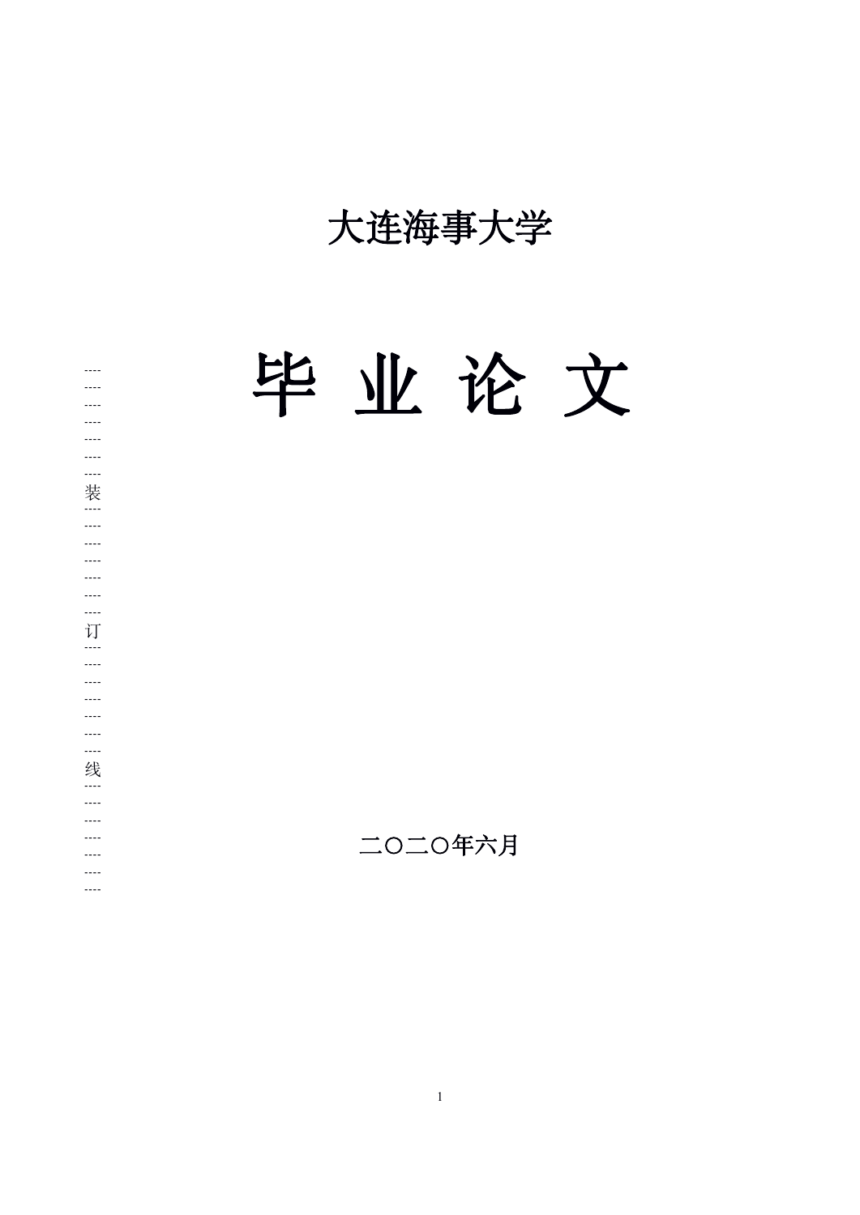# 大连海事大学

# 毕 业 论 文

二〇二〇年六月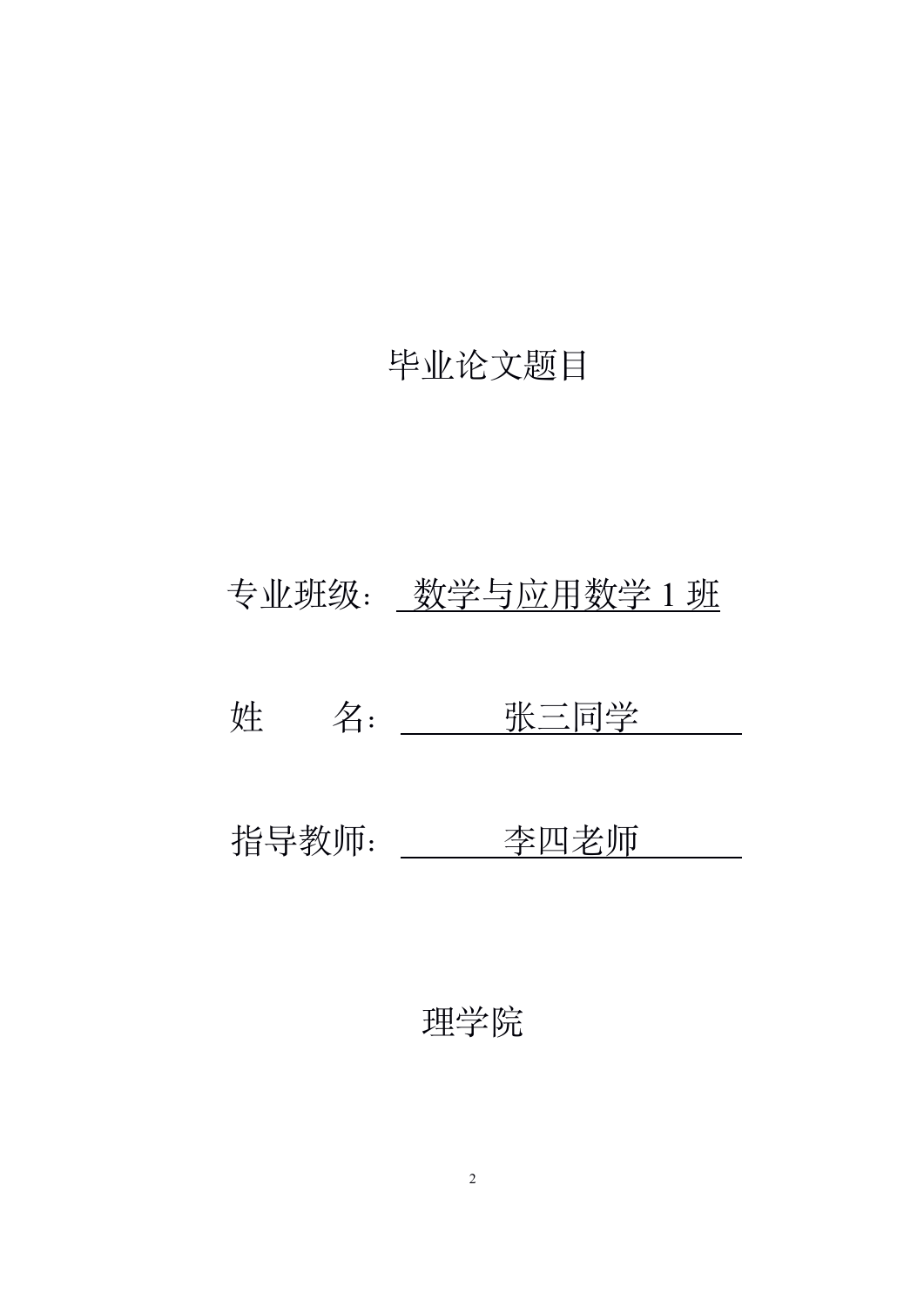# 毕业论文题目

专业班级：数学与应用数学 1 班

姓　　名：张三同学

指导教师：李四老师

理学院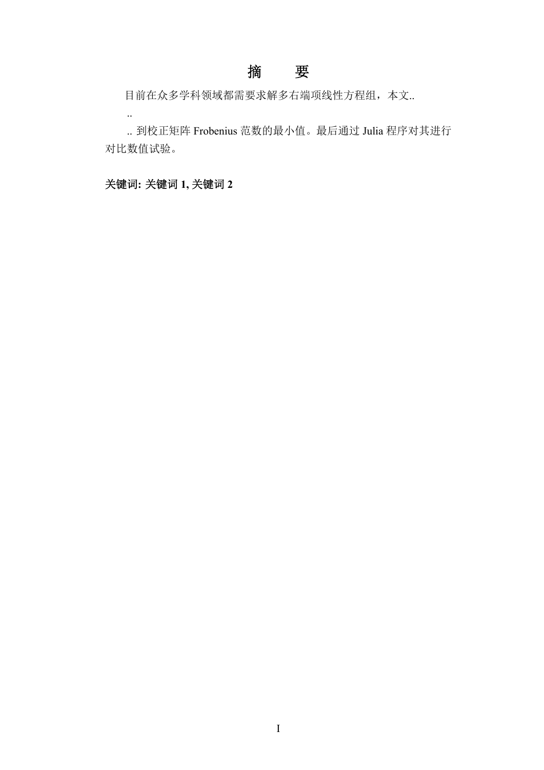# 摘　要

目前在众多学科领域都需要求解多右端项线性方程组，本文..

..

.. 到校正矩阵 Frobenius 范数的最小值。最后通过 Julia 程序对其进行对比数值试验。

**关键词: 关键词 1, 关键词 2**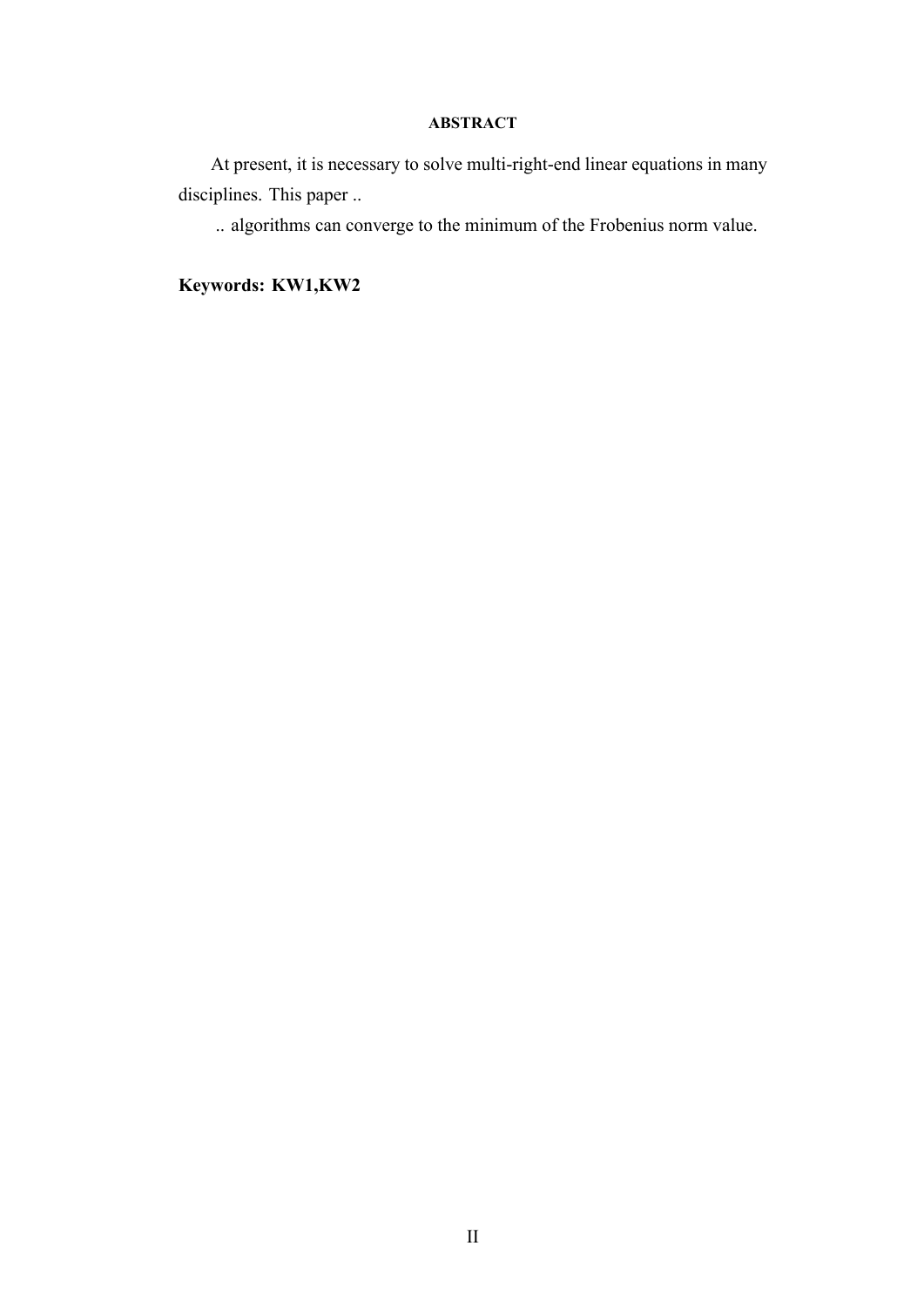# ABSTRACT

At present, it is necessary to solve multi-right-end linear equations in many disciplines. This paper ..

.. algorithms can converge to the minimum of the Frobenius norm value.

**Keywords: KW1,KW2**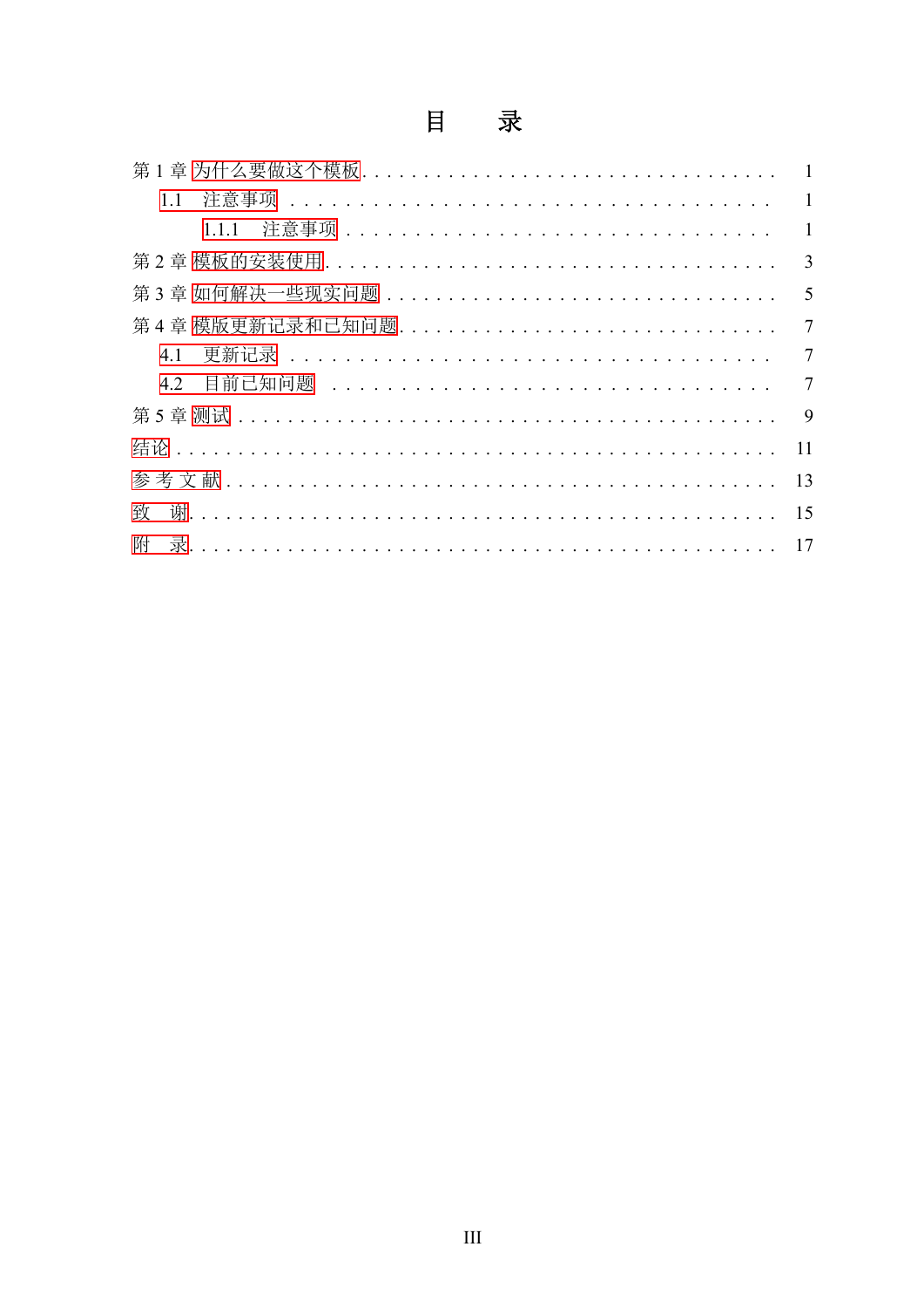# 目　　录

第 1 章 为什么要做这个模板 . . . . . . . . . . . . . . . . . . . . . . . . . . . . . . . . 1

  1.1　注意事项 . . . . . . . . . . . . . . . . . . . . . . . . . . . . . . . . 1

    1.1.1　注意事项 . . . . . . . . . . . . . . . . . . . . . . . . . . . . 1

第 2 章 模板的安装使用 . . . . . . . . . . . . . . . . . . . . . . . . . . . . . . . . . 3

第 3 章 如何解决一些现实问题 . . . . . . . . . . . . . . . . . . . . . . . . . . . . . 5

第 4 章 模版更新记录和已知问题 . . . . . . . . . . . . . . . . . . . . . . . . . . . . 7

  4.1　更新记录 . . . . . . . . . . . . . . . . . . . . . . . . . . . . . . . . 7

  4.2　目前已知问题 . . . . . . . . . . . . . . . . . . . . . . . . . . . . . . 7

第 5 章 测试 . . . . . . . . . . . . . . . . . . . . . . . . . . . . . . . . . . . . . . . 9

结论 . . . . . . . . . . . . . . . . . . . . . . . . . . . . . . . . . . . . . . . . . . . 11

参 考 文 献 . . . . . . . . . . . . . . . . . . . . . . . . . . . . . . . . . . . . . . . 13

致　谢 . . . . . . . . . . . . . . . . . . . . . . . . . . . . . . . . . . . . . . . . . 15

附　录 . . . . . . . . . . . . . . . . . . . . . . . . . . . . . . . . . . . . . . . . . 17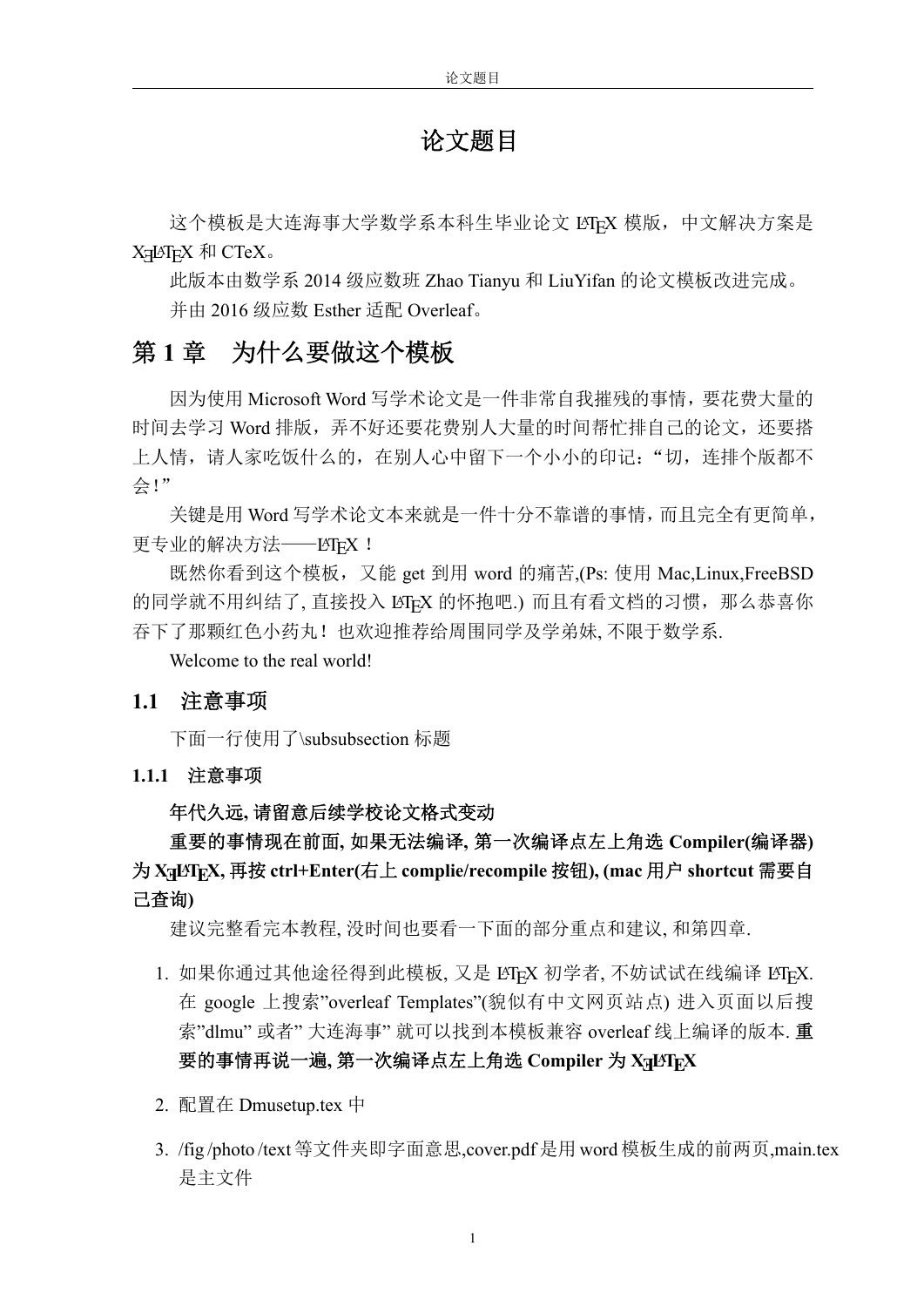# 论文题目

这个模板是大连海事大学数学系本科生毕业论文 LaTeX 模版，中文解决方案是 XeLaTeX 和 CTeX。

此版本由数学系 2014 级应数班 Zhao Tianyu 和 LiuYifan 的论文模板改进完成。

并由 2016 级应数 Esther 适配 Overleaf。

# 第 1 章　为什么要做这个模板

因为使用 Microsoft Word 写学术论文是一件非常自我摧残的事情，要花费大量的时间去学习 Word 排版，弄不好还要花费别人大量的时间帮忙排自己的论文，还要搭上人情，请人家吃饭什么的，在别人心中留下一个小小的印记："切，连排个版都不会！"

关键是用 Word 写学术论文本来就是一件十分不靠谱的事情，而且完全有更简单，更专业的解决方法——LaTeX！

既然你看到这个模板，又能 get 到用 word 的痛苦,(Ps: 使用 Mac,Linux,FreeBSD 的同学就不用纠结了, 直接投入 LaTeX 的怀抱吧.) 而且有看文档的习惯，那么恭喜你吞下了那颗红色小药丸！也欢迎推荐给周围同学及学弟妹, 不限于数学系.

Welcome to the real world!

## 1.1　注意事项

下面一行使用了\subsubsection 标题

### 1.1.1　注意事项

**年代久远, 请留意后续学校论文格式变动**

**重要的事情现在前面, 如果无法编译, 第一次编译点左上角选 Compiler(编译器) 为 XeLaTeX, 再按 ctrl+Enter(右上 complie/recompile 按钮), (mac 用户 shortcut 需要自己查询)**

建议完整看完本教程, 没时间也要看一下面的部分重点和建议, 和第四章.

1. 如果你通过其他途径得到此模板, 又是 LaTeX 初学者, 不妨试试在线编译 LaTeX. 在 google 上搜索"overleaf Templates"(貌似有中文网页站点) 进入页面以后搜索"dlmu" 或者" 大连海事" 就可以找到本模板兼容 overleaf 线上编译的版本. **重要的事情再说一遍, 第一次编译点左上角选 Compiler 为 XeLaTeX**

2. 配置在 Dmusetup.tex 中

3. /fig /photo /text 等文件夹即字面意思,cover.pdf 是用 word 模板生成的前两页,main.tex 是主文件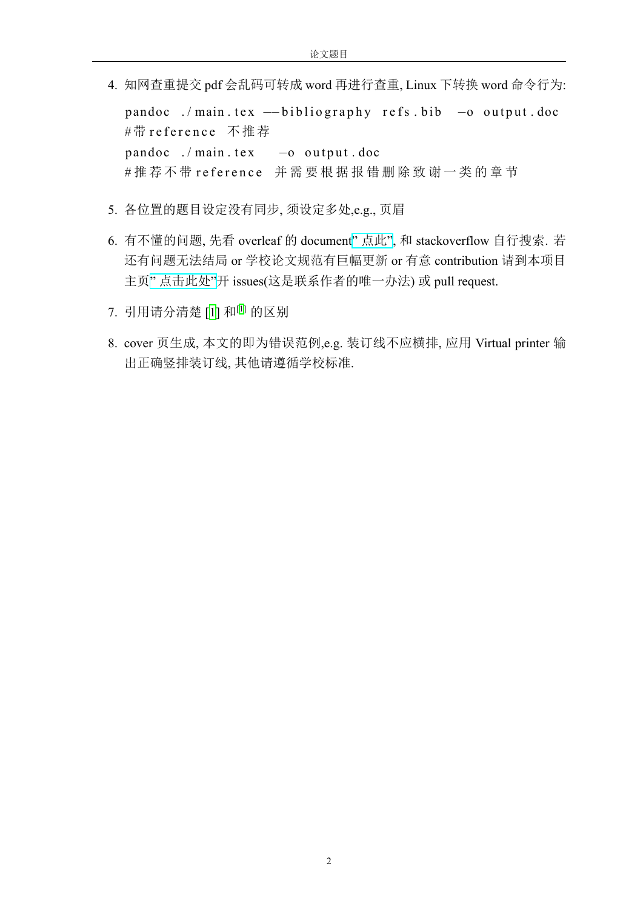4. 知网查重提交 pdf 会乱码可转成 word 再进行查重, Linux 下转换 word 命令行为:

```
pandoc ./main.tex --bibliography refs.bib -o output.doc
#带reference 不推荐
pandoc ./main.tex  -o output.doc
#推荐不带reference 并需要根据报错删除致谢一类的章节
```

5. 各位置的题目设定没有同步, 须设定多处,e.g., 页眉

6. 有不懂的问题, 先看 overleaf 的 document" 点此", 和 stackoverflow 自行搜索. 若还有问题无法结局 or 学校论文规范有巨幅更新 or 有意 contribution 请到本项目主页" 点击此处"开 issues(这是联系作者的唯一办法) 或 pull request.

7. 引用请分清楚 [1] 和[1] 的区别

8. cover 页生成, 本文的即为错误范例,e.g. 装订线不应横排, 应用 Virtual printer 输出正确竖排装订线, 其他请遵循学校标准.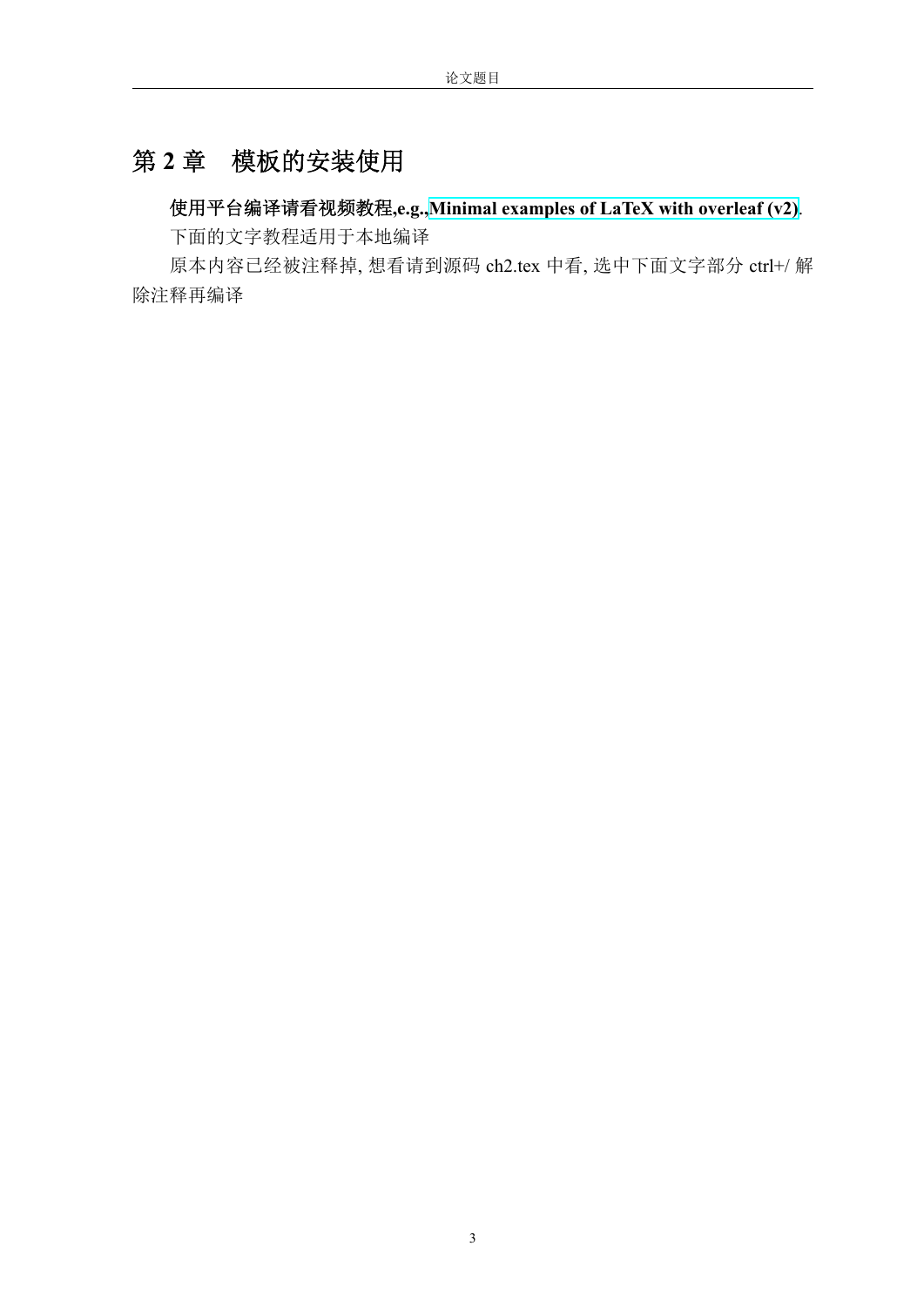# 第 2 章　模板的安装使用

**使用平台编译请看视频教程,e.g.,Minimal examples of LaTeX with overleaf (v2)**.

下面的文字教程适用于本地编译

原本内容已经被注释掉, 想看请到源码 ch2.tex 中看, 选中下面文字部分 ctrl+/ 解除注释再编译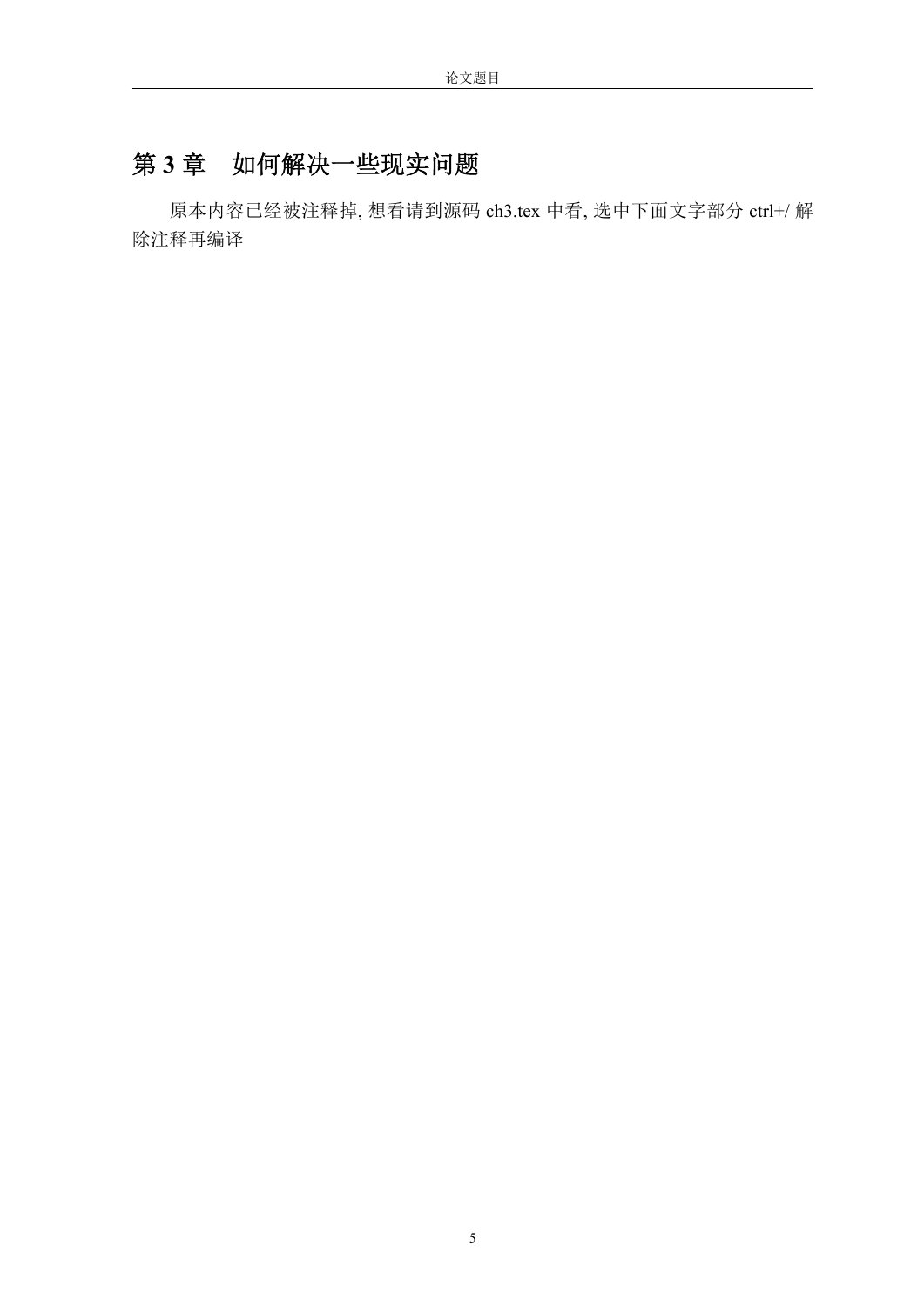# 第 3 章　如何解决一些现实问题

原本内容已经被注释掉, 想看请到源码 ch3.tex 中看, 选中下面文字部分 ctrl+/ 解除注释再编译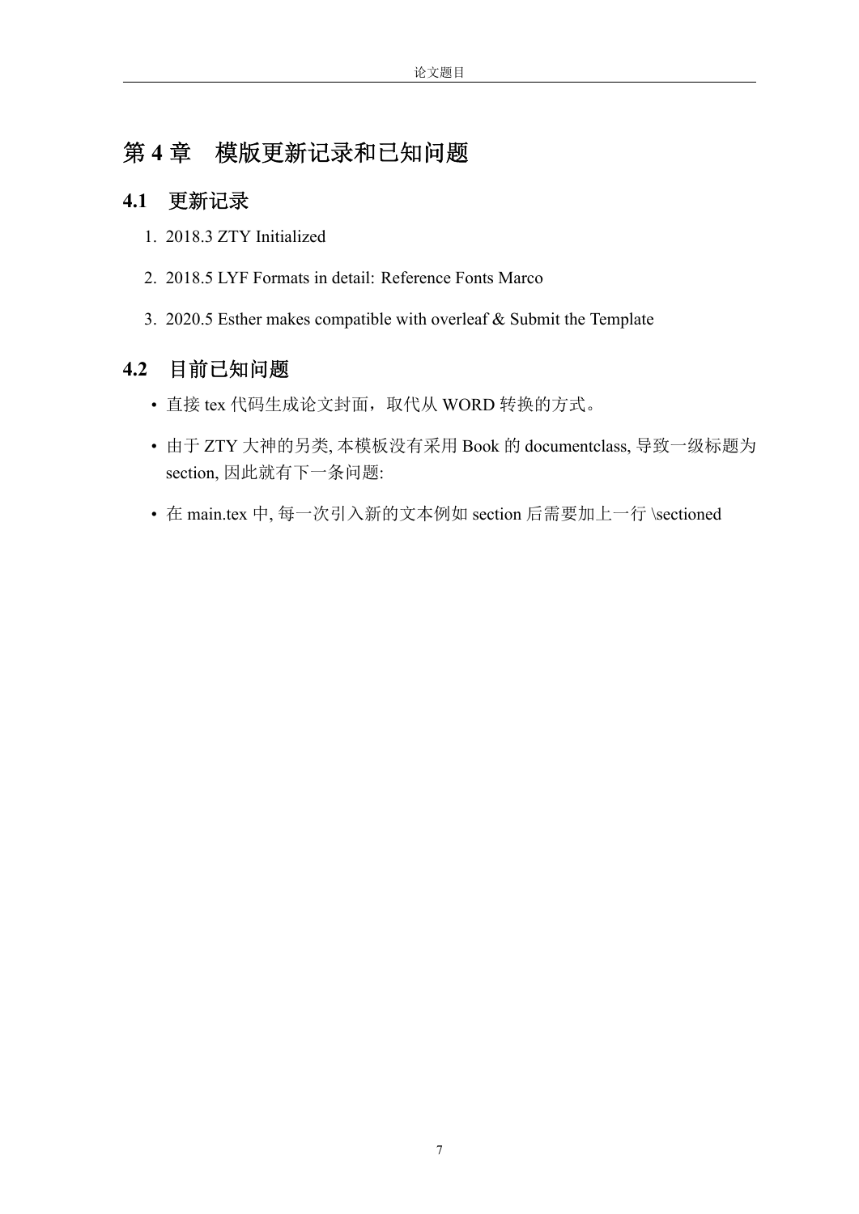# 第 4 章　模版更新记录和已知问题

## 4.1　更新记录

1. 2018.3 ZTY Initialized
2. 2018.5 LYF Formats in detail: Reference Fonts Marco
3. 2020.5 Esther makes compatible with overleaf & Submit the Template

## 4.2　目前已知问题

- 直接 tex 代码生成论文封面，取代从 WORD 转换的方式。
- 由于 ZTY 大神的另类, 本模板没有采用 Book 的 documentclass, 导致一级标题为 section, 因此就有下一条问题:
- 在 main.tex 中, 每一次引入新的文本例如 section 后需要加上一行 \sectioned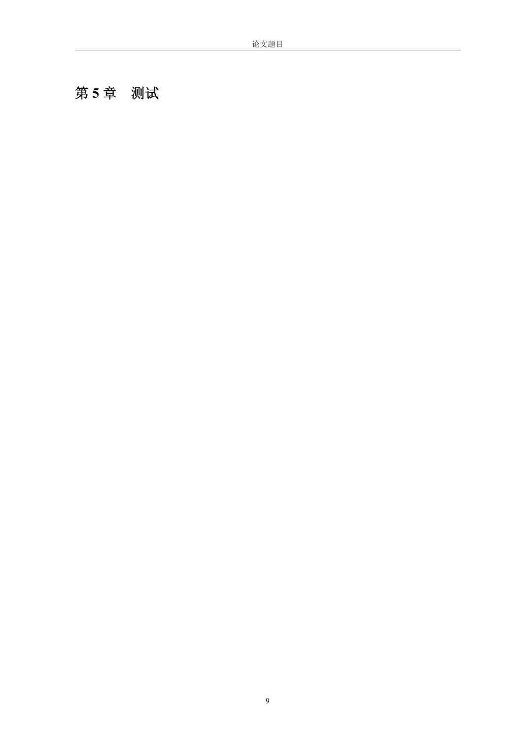# 第 5 章　测试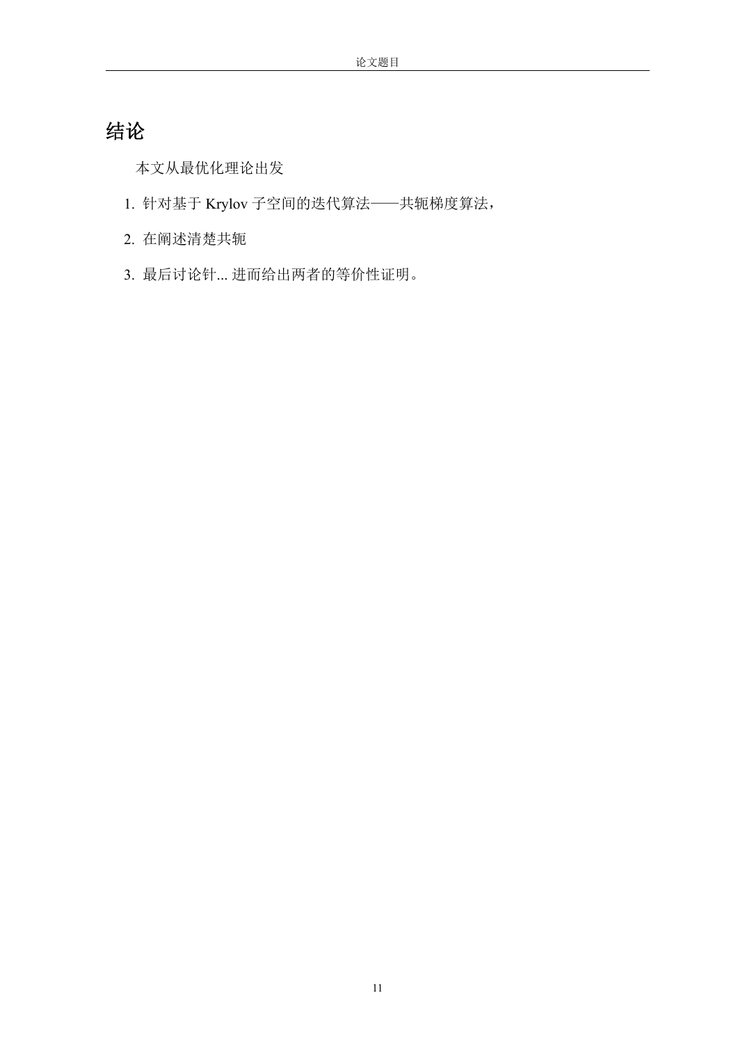# 结论

本文从最优化理论出发

1. 针对基于 Krylov 子空间的迭代算法——共轭梯度算法，
2. 在阐述清楚共轭
3. 最后讨论针... 进而给出两者的等价性证明。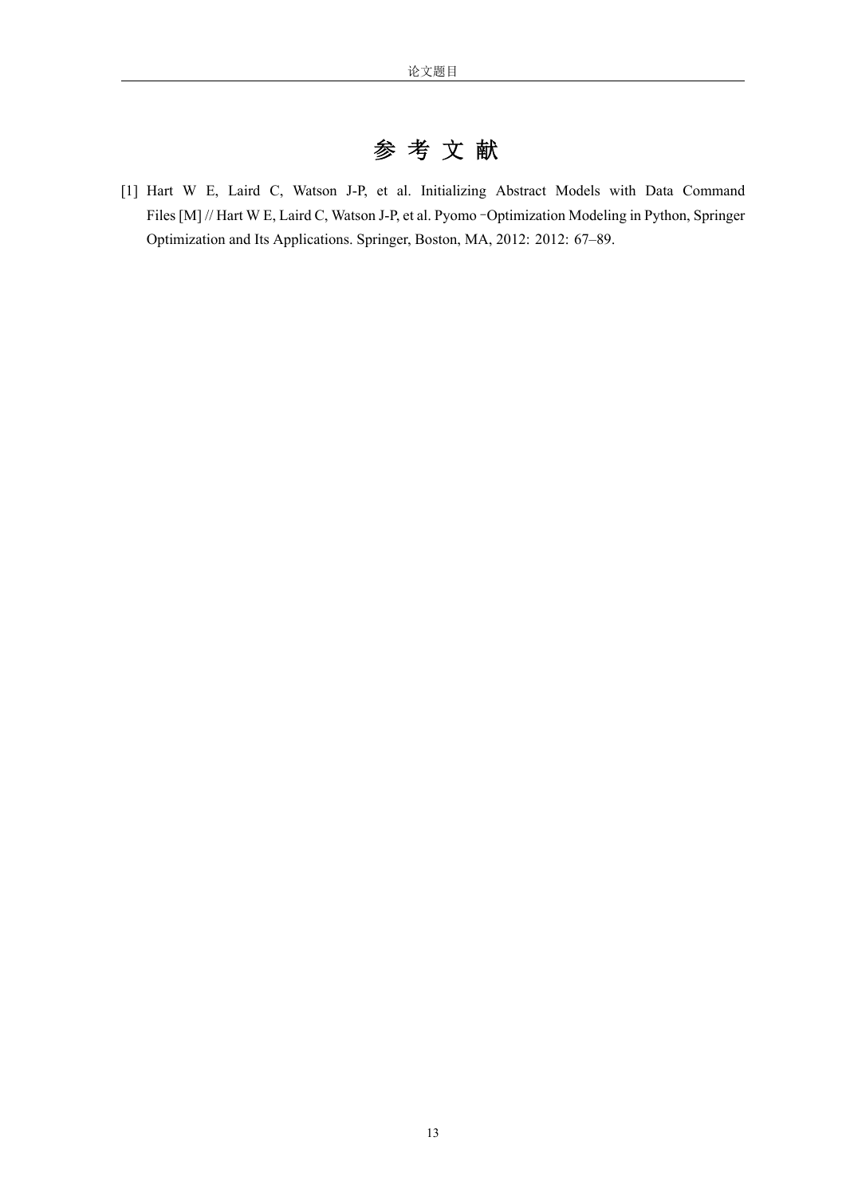# 参 考 文 献

[1] Hart W E, Laird C, Watson J-P, et al. Initializing Abstract Models with Data Command Files [M] // Hart W E, Laird C, Watson J-P, et al. Pyomo‑Optimization Modeling in Python, Springer Optimization and Its Applications. Springer, Boston, MA, 2012: 2012: 67–89.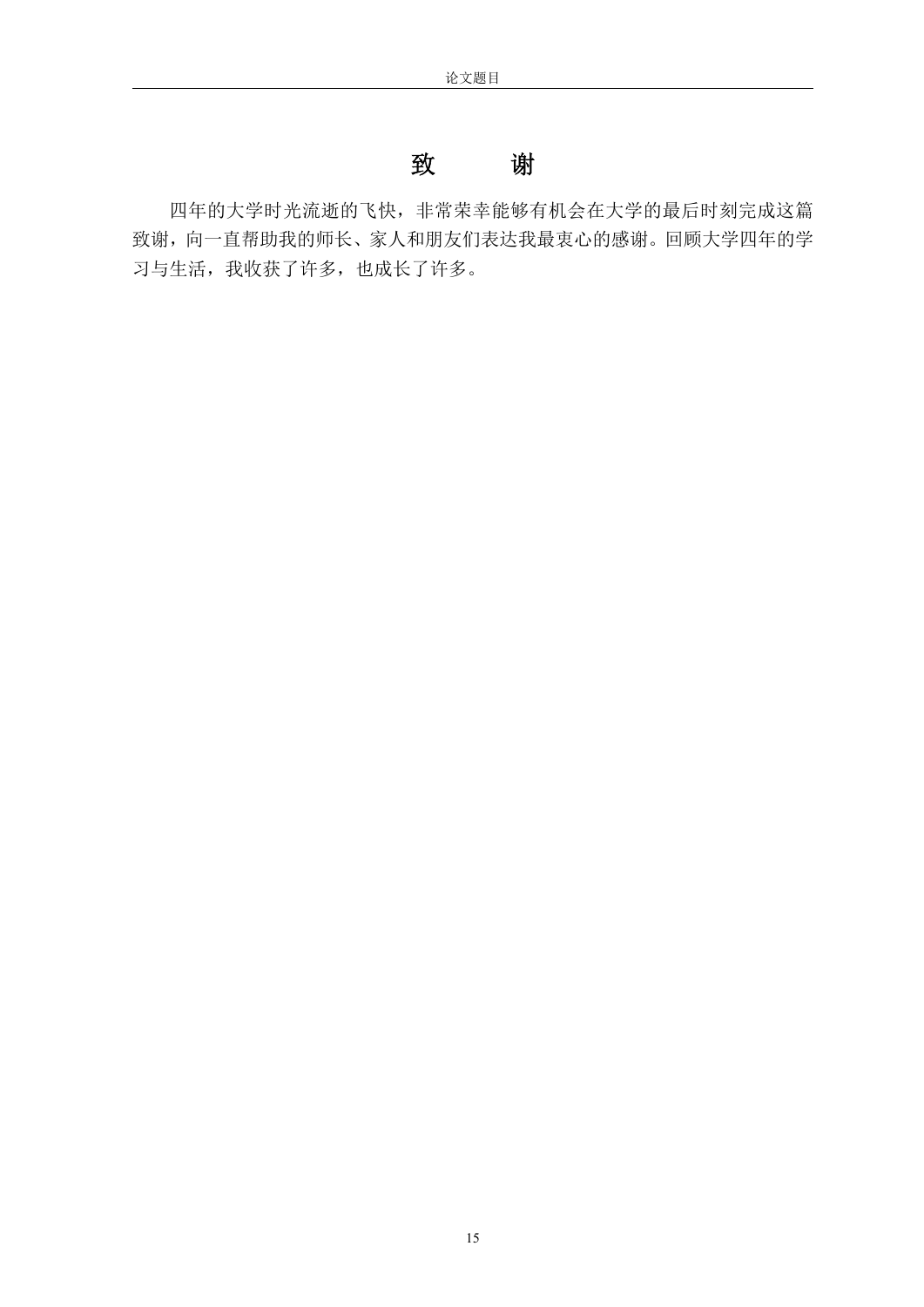# 致　　谢

四年的大学时光流逝的飞快，非常荣幸能够有机会在大学的最后时刻完成这篇致谢，向一直帮助我的师长、家人和朋友们表达我最衷心的感谢。回顾大学四年的学习与生活，我收获了许多，也成长了许多。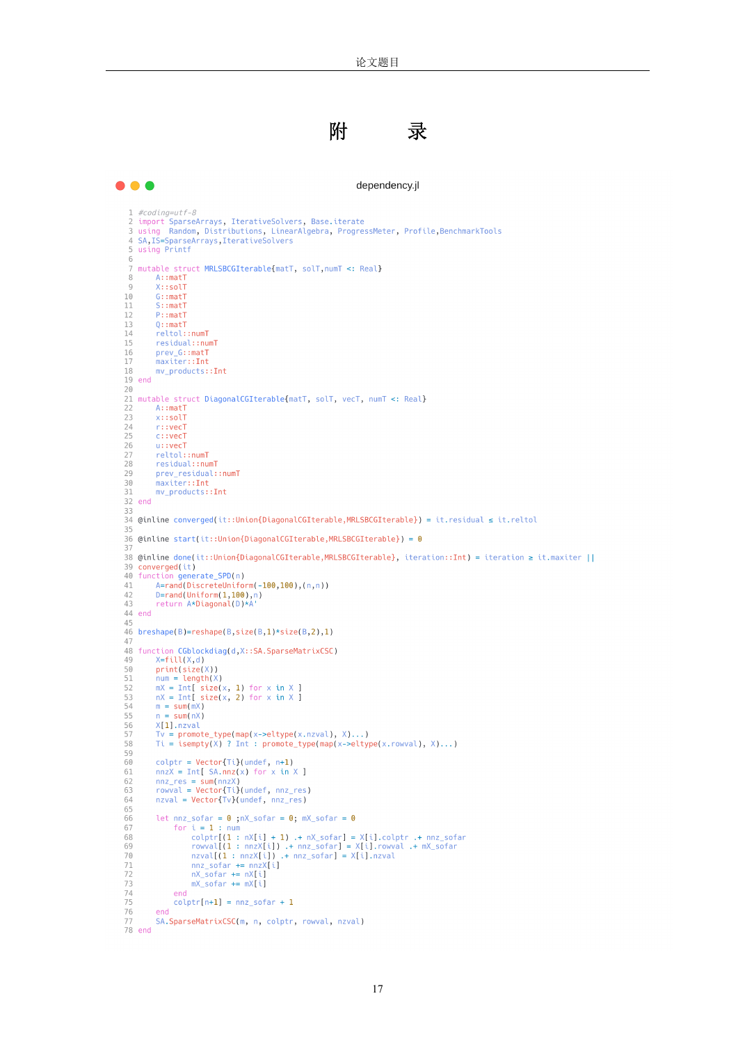# 附　　录

dependency.jl

```julia
#coding=utf-8
import SparseArrays, IterativeSolvers, Base.iterate
using  Random, Distributions, LinearAlgebra, ProgressMeter, Profile,BenchmarkTools
SA,IS=SparseArrays,IterativeSolvers
using Printf

mutable struct MRLSBCGIterable{matT, solT,numT <: Real}
    A::matT
    X::solT
    G::matT
    S::matT
    P::matT
    Q::matT
    reltol::numT
    residual::numT
    prev_G::matT
    maxiter::Int
    mv_products::Int
end

mutable struct DiagonalCGIterable{matT, solT, vecT, numT <: Real}
    A::matT
    x::solT
    r::vecT
    c::vecT
    u::vecT
    reltol::numT
    residual::numT
    prev_residual::numT
    maxiter::Int
    mv_products::Int
end

@inline converged(it::Union{DiagonalCGIterable,MRLSBCGIterable}) = it.residual ≤ it.reltol

@inline start(it::Union{DiagonalCGIterable,MRLSBCGIterable}) = 0

@inline done(it::Union{DiagonalCGIterable,MRLSBCGIterable}, iteration::Int) = iteration ≥ it.maxiter ||
converged(it)
function generate_SPD(n)
    A=rand(DiscreteUniform(-100,100),(n,n))
    D=rand(Uniform(1,100),n)
    return A*Diagonal(D)*A'
end

breshape(B)=reshape(B,size(B,1)*size(B,2),1)

function CGblockdiag(d,X::SA.SparseMatrixCSC)
    X=fill(X,d)
    print(size(X))
    num = length(X)
    mX = Int[ size(x, 1) for x in X ]
    nX = Int[ size(x, 2) for x in X ]
    m = sum(mX)
    n = sum(nX)
    X[1].nzval
    Tv = promote_type(map(x->eltype(x.nzval), X)...)
    Ti = isempty(X) ? Int : promote_type(map(x->eltype(x.rowval), X)...)

    colptr = Vector{Ti}(undef, n+1)
    nnzX = Int[ SA.nnz(x) for x in X ]
    nnz_res = sum(nnzX)
    rowval = Vector{Ti}(undef, nnz_res)
    nzval = Vector{Tv}(undef, nnz_res)

    let nnz_sofar = 0 ;nX_sofar = 0; mX_sofar = 0
        for i = 1 : num
            colptr[(1 : nX[i] + 1) .+ nX_sofar] = X[i].colptr .+ nnz_sofar
            rowval[(1 : nnzX[i]) .+ nnz_sofar] = X[i].rowval .+ mX_sofar
            nzval[(1 : nnzX[i]) .+ nnz_sofar] = X[i].nzval
            nnz_sofar += nnzX[i]
            nX_sofar += nX[i]
            mX_sofar += mX[i]
        end
        colptr[n+1] = nnz_sofar + 1
    end
    SA.SparseMatrixCSC(m, n, colptr, rowval, nzval)
end
```